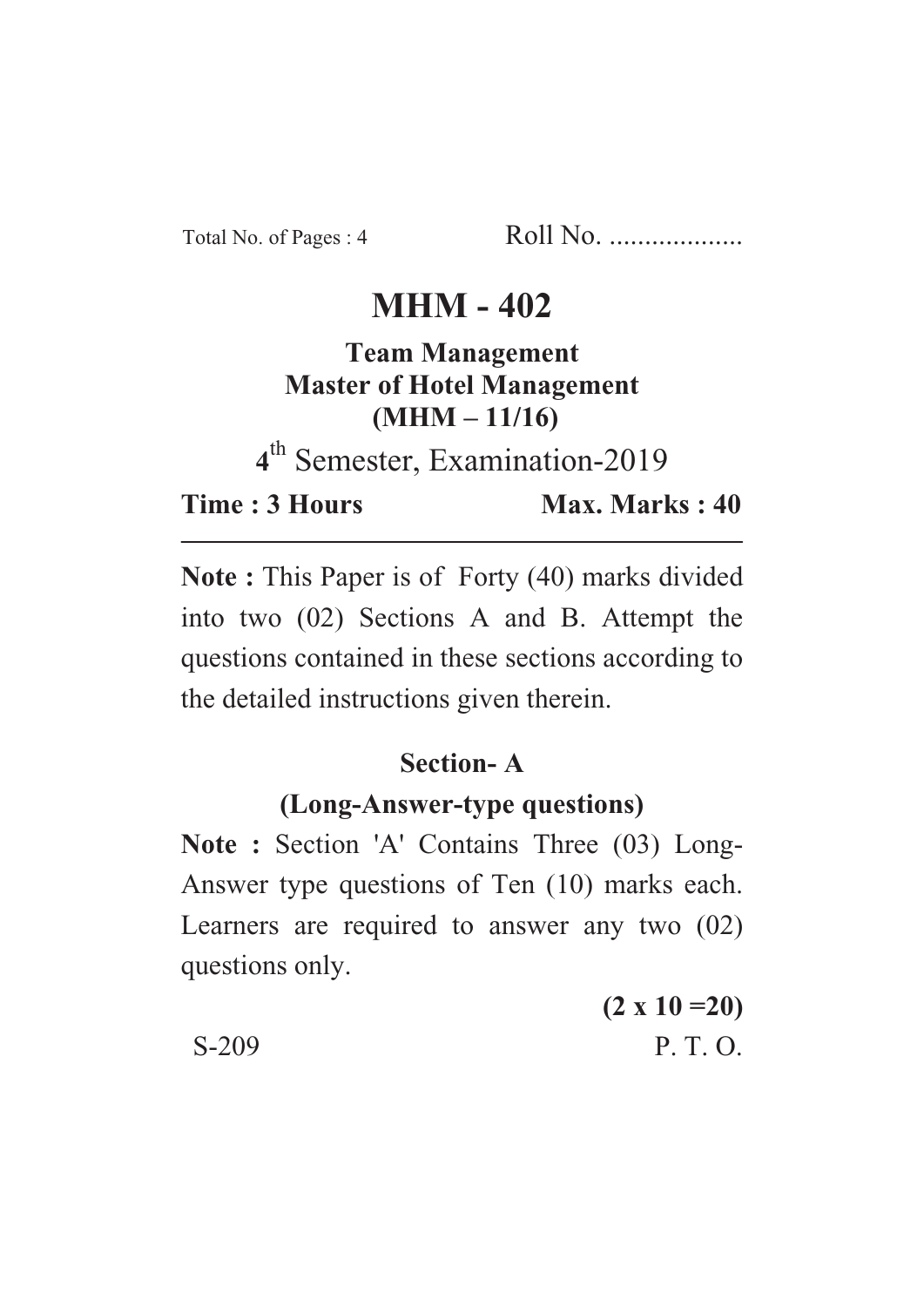Total No. of Pages : 4 Roll No. ...................

# MHM - 402

**Team Management**
**Master of Hotel Management**
**(MHM – 11/16)**

4th Semester, Examination-2019

**Time : 3 Hours** **Max. Marks : 40**

---

**Note :** This Paper is of Forty (40) marks divided into two (02) Sections A and B. Attempt the questions contained in these sections according to the detailed instructions given therein.

## Section- A

### (Long-Answer-type questions)

**Note :** Section 'A' Contains Three (03) Long-Answer type questions of Ten (10) marks each. Learners are required to answer any two (02) questions only.

**(2 x 10 =20)**

S-209 P. T. O.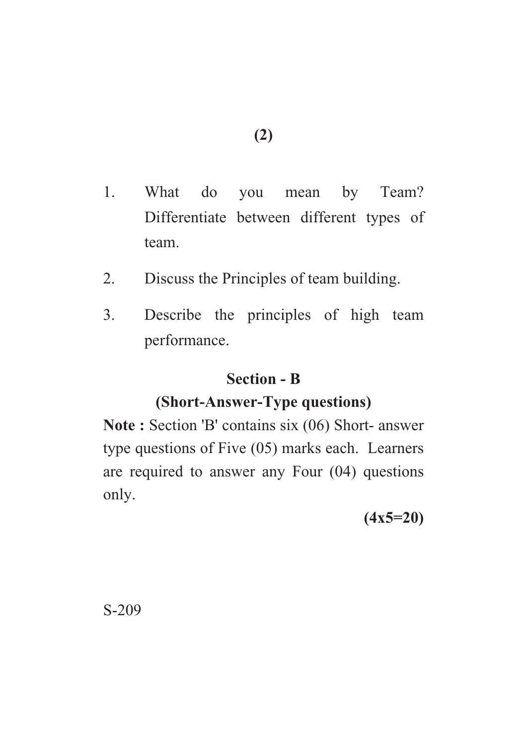1. What do you mean by Team? Differentiate between different types of team.

2. Discuss the Principles of team building.

3. Describe the principles of high team performance.

## Section - B

### (Short-Answer-Type questions)

**Note :** Section 'B' contains six (06) Short- answer type questions of Five (05) marks each. Learners are required to answer any Four (04) questions only.

**(4x5=20)**

S-209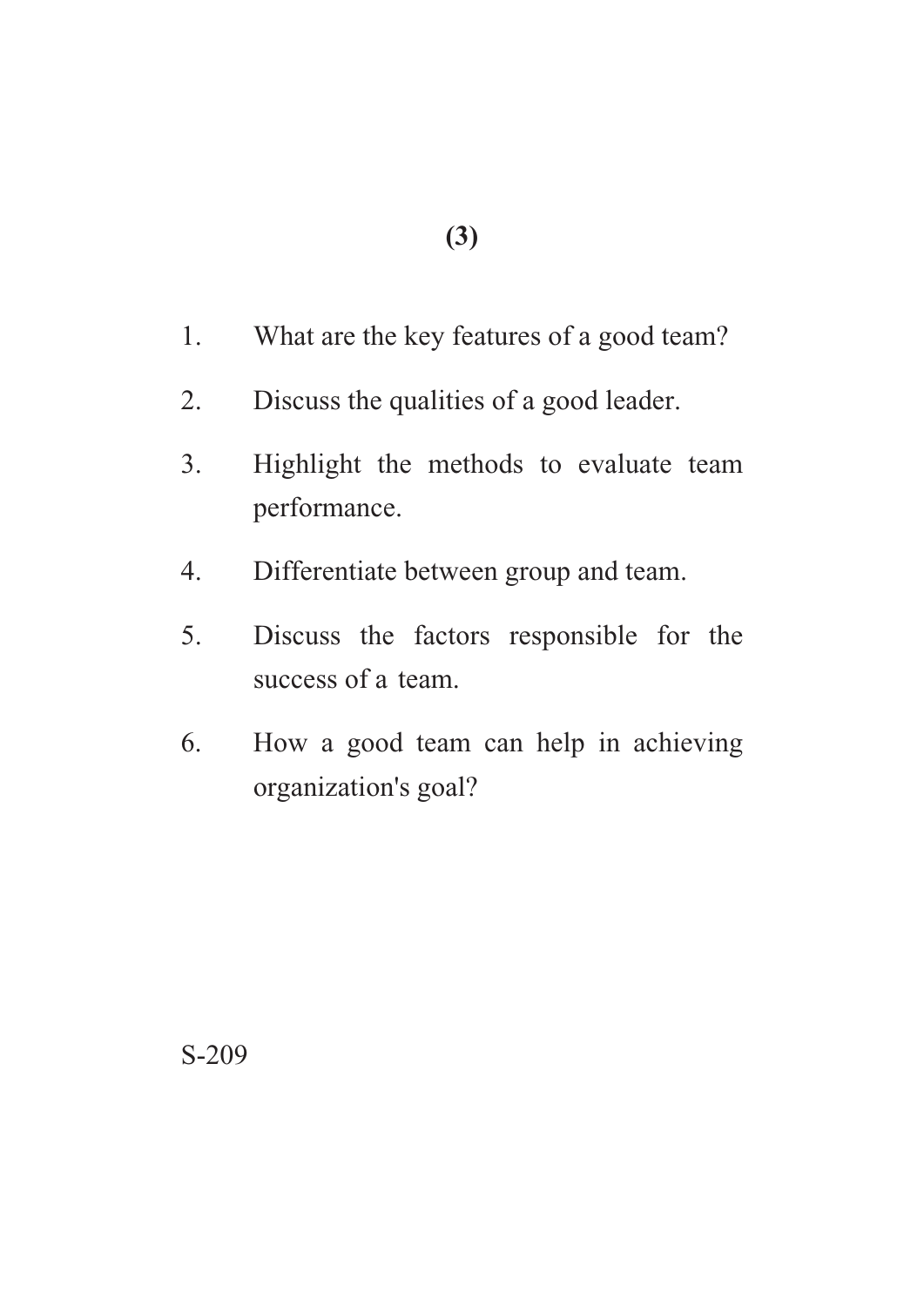1. What are the key features of a good team?
2. Discuss the qualities of a good leader.
3. Highlight the methods to evaluate team performance.
4. Differentiate between group and team.
5. Discuss the factors responsible for the success of a team.
6. How a good team can help in achieving organization's goal?

S-209